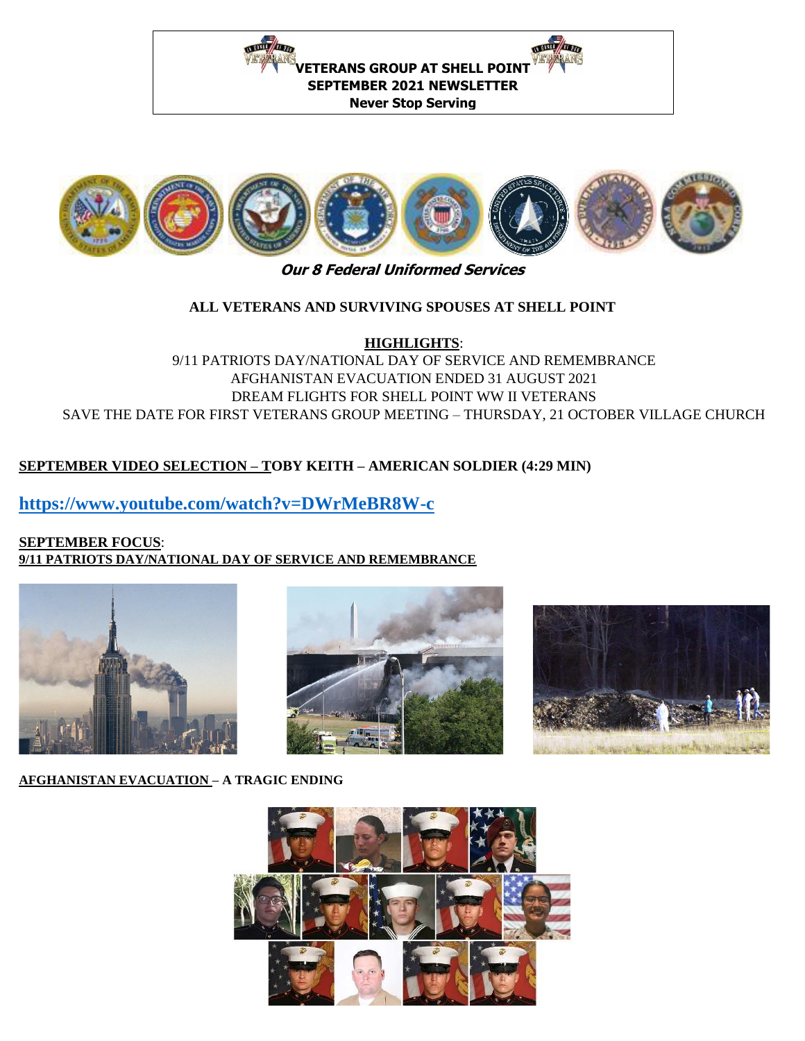**VETERANS GROUP AT SHELL POINT**
**SEPTEMBER 2021 NEWSLETTER**
**Never Stop Serving**

***Our 8 Federal Uniformed Services***

**ALL VETERANS AND SURVIVING SPOUSES AT SHELL POINT**

**HIGHLIGHTS**:

9/11 PATRIOTS DAY/NATIONAL DAY OF SERVICE AND REMEMBRANCE
AFGHANISTAN EVACUATION ENDED 31 AUGUST 2021
DREAM FLIGHTS FOR SHELL POINT WW II VETERANS
SAVE THE DATE FOR FIRST VETERANS GROUP MEETING – THURSDAY, 21 OCTOBER VILLAGE CHURCH

**SEPTEMBER VIDEO SELECTION – TOBY KEITH – AMERICAN SOLDIER (4:29 MIN)**

**https://www.youtube.com/watch?v=DWrMeBR8W-c**

**SEPTEMBER FOCUS**:
**9/11 PATRIOTS DAY/NATIONAL DAY OF SERVICE AND REMEMBRANCE**

**AFGHANISTAN EVACUATION – A TRAGIC ENDING**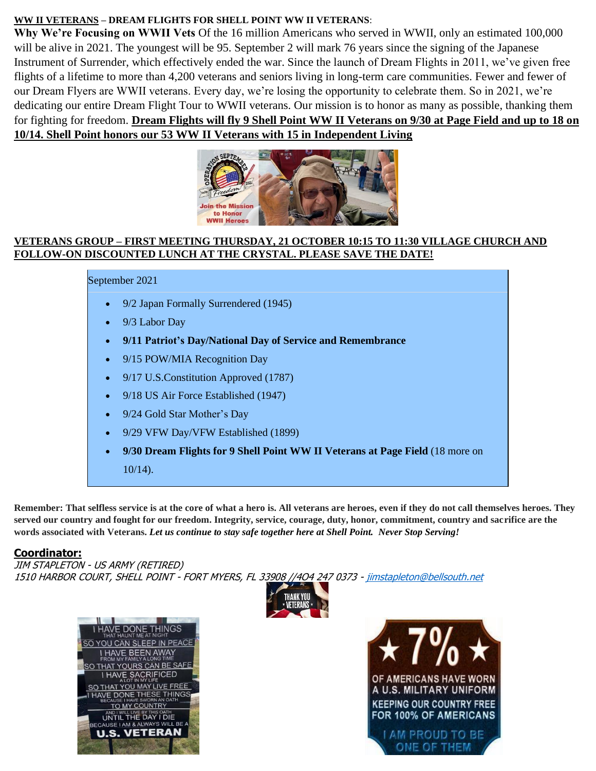**WW II VETERANS – DREAM FLIGHTS FOR SHELL POINT WW II VETERANS**:

**Why We're Focusing on WWII Vets** Of the 16 million Americans who served in WWII, only an estimated 100,000 will be alive in 2021. The youngest will be 95. September 2 will mark 76 years since the signing of the Japanese Instrument of Surrender, which effectively ended the war. Since the launch of Dream Flights in 2011, we've given free flights of a lifetime to more than 4,200 veterans and seniors living in long-term care communities. Fewer and fewer of our Dream Flyers are WWII veterans. Every day, we're losing the opportunity to celebrate them. So in 2021, we're dedicating our entire Dream Flight Tour to WWII veterans. Our mission is to honor as many as possible, thanking them for fighting for freedom. **Dream Flights will fly 9 Shell Point WW II Veterans on 9/30 at Page Field and up to 18 on 10/14. Shell Point honors our 53 WW II Veterans with 15 in Independent Living**

**VETERANS GROUP – FIRST MEETING THURSDAY, 21 OCTOBER 10:15 TO 11:30 VILLAGE CHURCH AND FOLLOW-ON DISCOUNTED LUNCH AT THE CRYSTAL. PLEASE SAVE THE DATE!**

September 2021

- 9/2 Japan Formally Surrendered (1945)
- 9/3 Labor Day
- **9/11 Patriot's Day/National Day of Service and Remembrance**
- 9/15 POW/MIA Recognition Day
- 9/17 U.S.Constitution Approved (1787)
- 9/18 US Air Force Established (1947)
- 9/24 Gold Star Mother's Day
- 9/29 VFW Day/VFW Established (1899)
- **9/30 Dream Flights for 9 Shell Point WW II Veterans at Page Field** (18 more on 10/14).

**Remember: That selfless service is at the core of what a hero is. All veterans are heroes, even if they do not call themselves heroes. They served our country and fought for our freedom. Integrity, service, courage, duty, honor, commitment, country and sacrifice are the words associated with Veterans.** ***Let us continue to stay safe together here at Shell Point. Never Stop Serving!***

**Coordinator:**

*JIM STAPLETON - US ARMY (RETIRED)*
*1510 HARBOR COURT, SHELL POINT - FORT MYERS, FL 33908 //404 247 0373 - jimstapleton@bellsouth.net*